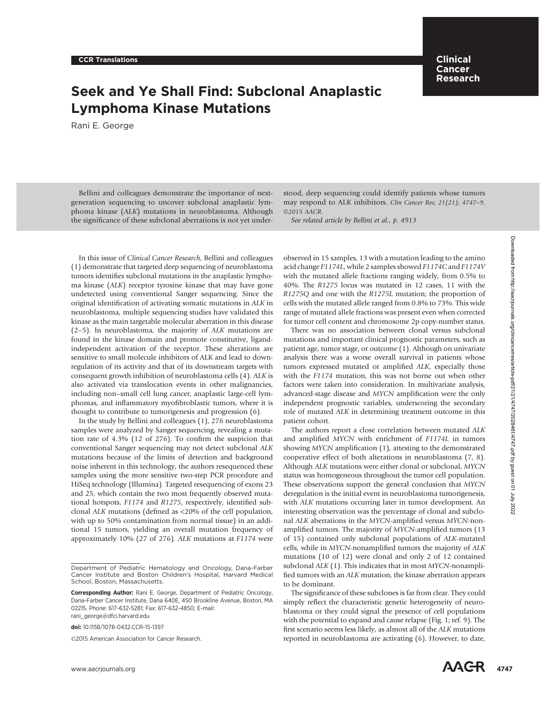CCR Translations

# Seek and Ye Shall Find: Subclonal Anaplastic Lymphoma Kinase Mutations

Rani E. George

Bellini and colleagues demonstrate the importance of next-generation sequencing to uncover subclonal anaplastic lymphoma kinase (*ALK*) mutations in neuroblastoma. Although the significance of these subclonal aberrations is not yet understood, deep sequencing could identify patients whose tumors may respond to ALK inhibitors. *Clin Cancer Res; 21(21); 4747–9. ©2015 AACR.*

*See related article by Bellini et al., p. 4913*

In this issue of *Clinical Cancer Research*, Bellini and colleagues (1) demonstrate that targeted deep sequencing of neuroblastoma tumors identifies subclonal mutations in the anaplastic lymphoma kinase (*ALK*) receptor tyrosine kinase that may have gone undetected using conventional Sanger sequencing. Since the original identification of activating somatic mutations in *ALK* in neuroblastoma, multiple sequencing studies have validated this kinase as the main targetable molecular aberration in this disease (2–5). In neuroblastoma, the majority of *ALK* mutations are found in the kinase domain and promote constitutive, ligand-independent activation of the receptor. These alterations are sensitive to small molecule inhibitors of ALK and lead to downregulation of its activity and that of its downstream targets with consequent growth inhibition of neuroblastoma cells (4). *ALK* is also activated via translocation events in other malignancies, including non–small cell lung cancer, anaplastic large-cell lymphomas, and inflammatory myofibroblastic tumors, where it is thought to contribute to tumorigenesis and progression (6).

In the study by Bellini and colleagues (1), 276 neuroblastoma samples were analyzed by Sanger sequencing, revealing a mutation rate of 4.3% (12 of 276). To confirm the suspicion that conventional Sanger sequencing may not detect subclonal *ALK* mutations because of the limits of detection and background noise inherent in this technology, the authors resequenced these samples using the more sensitive two-step PCR procedure and HiSeq technology (Illumina). Targeted resequencing of exons 23 and 25, which contain the two most frequently observed mutational hotspots, *F1174* and *R1275*, respectively, identified subclonal *ALK* mutations (defined as <20% of the cell population, with up to 50% contamination from normal tissue) in an additional 15 tumors, yielding an overall mutation frequency of approximately 10% (27 of 276). *ALK* mutations at *F1174* were observed in 15 samples, 13 with a mutation leading to the amino acid change *F1174L*, while 2 samples showed *F1174C* and *F1174V* with the mutated allele fractions ranging widely, from 0.5% to 40%. The *R1275* locus was mutated in 12 cases, 11 with the *R1275Q* and one with the *R1275L* mutation; the proportion of cells with the mutated allele ranged from 0.8% to 73%. This wide range of mutated allele fractions was present even when corrected for tumor cell content and chromosome 2p copy-number status.

There was no association between clonal versus subclonal mutations and important clinical prognostic parameters, such as patient age, tumor stage, or outcome (1). Although on univariate analysis there was a worse overall survival in patients whose tumors expressed mutated or amplified *ALK*, especially those with the *F1174* mutation, this was not borne out when other factors were taken into consideration. In multivariate analysis, advanced-stage disease and *MYCN* amplification were the only independent prognostic variables, underscoring the secondary role of mutated *ALK* in determining treatment outcome in this patient cohort.

The authors report a close correlation between mutated *ALK* and amplified *MYCN* with enrichment of *F1174L* in tumors showing *MYCN* amplification (1), attesting to the demonstrated cooperative effect of both alterations in neuroblastoma (7, 8). Although *ALK* mutations were either clonal or subclonal, *MYCN* status was homogeneous throughout the tumor cell population. These observations support the general conclusion that *MYCN* deregulation is the initial event in neuroblastoma tumorigenesis, with *ALK* mutations occurring later in tumor development. An interesting observation was the percentage of clonal and subclonal *ALK* aberrations in the *MYCN*-amplified versus *MYCN*-nonamplified tumors. The majority of *MYCN*-amplified tumors (13 of 15) contained only subclonal populations of *ALK*-mutated cells, while in *MYCN*-nonamplified tumors the majority of *ALK* mutations (10 of 12) were clonal and only 2 of 12 contained subclonal *ALK* (1). This indicates that in most *MYCN*-nonamplified tumors with an *ALK* mutation, the kinase aberration appears to be dominant.

The significance of these subclones is far from clear. They could simply reflect the characteristic genetic heterogeneity of neuroblastoma or they could signal the presence of cell populations with the potential to expand and cause relapse (Fig. 1; ref. 9). The first scenario seems less likely, as almost all of the *ALK* mutations reported in neuroblastoma are activating (6). However, to date,

Department of Pediatric Hematology and Oncology, Dana-Farber Cancer Institute and Boston Children's Hospital, Harvard Medical School, Boston, Massachusetts.

**Corresponding Author:** Rani E. George, Department of Pediatric Oncology, Dana-Farber Cancer Institute, Dana 640E, 450 Brookline Avenue, Boston, MA 02215. Phone: 617-632-5281; Fax: 617-632-4850; E-mail: rani_george@dfci.harvard.edu

**doi:** 10.1158/1078-0432.CCR-15-1397

©2015 American Association for Cancer Research.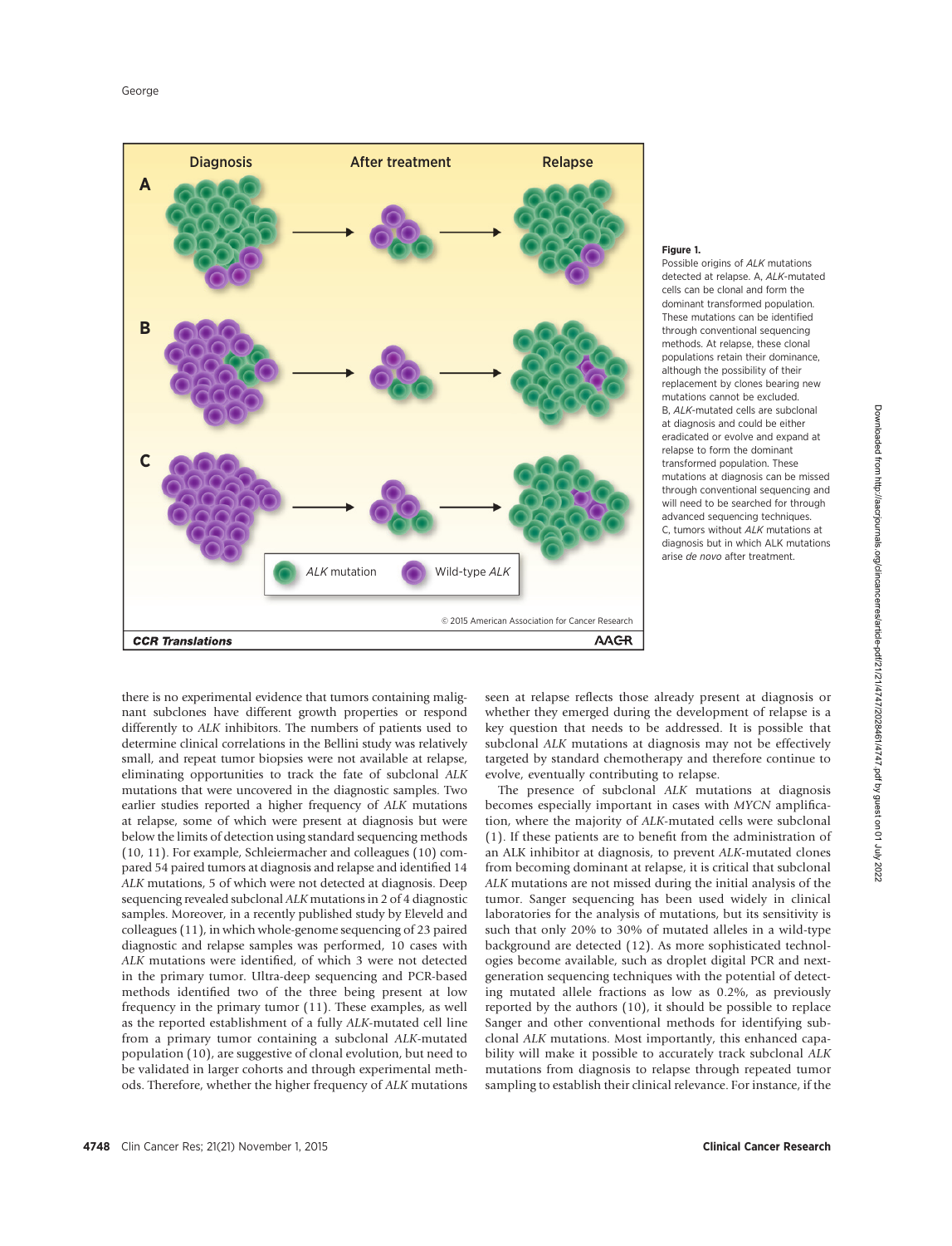**Figure 1.**
Possible origins of *ALK* mutations detected at relapse. A, *ALK*-mutated cells can be clonal and form the dominant transformed population. These mutations can be identified through conventional sequencing methods. At relapse, these clonal populations retain their dominance, although the possibility of their replacement by clones bearing new mutations cannot be excluded. B, *ALK*-mutated cells are subclonal at diagnosis and could be either eradicated or evolve and expand at relapse to form the dominant transformed population. These mutations at diagnosis can be missed through conventional sequencing and will need to be searched for through advanced sequencing techniques. C, tumors without *ALK* mutations at diagnosis but in which ALK mutations arise *de novo* after treatment.

there is no experimental evidence that tumors containing malignant subclones have different growth properties or respond differently to *ALK* inhibitors. The numbers of patients used to determine clinical correlations in the Bellini study was relatively small, and repeat tumor biopsies were not available at relapse, eliminating opportunities to track the fate of subclonal *ALK* mutations that were uncovered in the diagnostic samples. Two earlier studies reported a higher frequency of *ALK* mutations at relapse, some of which were present at diagnosis but were below the limits of detection using standard sequencing methods (10, 11). For example, Schleiermacher and colleagues (10) compared 54 paired tumors at diagnosis and relapse and identified 14 *ALK* mutations, 5 of which were not detected at diagnosis. Deep sequencing revealed subclonal *ALK* mutations in 2 of 4 diagnostic samples. Moreover, in a recently published study by Eleveld and colleagues (11), in which whole-genome sequencing of 23 paired diagnostic and relapse samples was performed, 10 cases with *ALK* mutations were identified, of which 3 were not detected in the primary tumor. Ultra-deep sequencing and PCR-based methods identified two of the three being present at low frequency in the primary tumor (11). These examples, as well as the reported establishment of a fully *ALK*-mutated cell line from a primary tumor containing a subclonal *ALK*-mutated population (10), are suggestive of clonal evolution, but need to be validated in larger cohorts and through experimental methods. Therefore, whether the higher frequency of *ALK* mutations seen at relapse reflects those already present at diagnosis or whether they emerged during the development of relapse is a key question that needs to be addressed. It is possible that subclonal *ALK* mutations at diagnosis may not be effectively targeted by standard chemotherapy and therefore continue to evolve, eventually contributing to relapse.

The presence of subclonal *ALK* mutations at diagnosis becomes especially important in cases with *MYCN* amplification, where the majority of *ALK*-mutated cells were subclonal (1). If these patients are to benefit from the administration of an ALK inhibitor at diagnosis, to prevent *ALK*-mutated clones from becoming dominant at relapse, it is critical that subclonal *ALK* mutations are not missed during the initial analysis of the tumor. Sanger sequencing has been used widely in clinical laboratories for the analysis of mutations, but its sensitivity is such that only 20% to 30% of mutated alleles in a wild-type background are detected (12). As more sophisticated technologies become available, such as droplet digital PCR and next-generation sequencing techniques with the potential of detecting mutated allele fractions as low as 0.2%, as previously reported by the authors (10), it should be possible to replace Sanger and other conventional methods for identifying subclonal *ALK* mutations. Most importantly, this enhanced capability will make it possible to accurately track subclonal *ALK* mutations from diagnosis to relapse through repeated tumor sampling to establish their clinical relevance. For instance, if the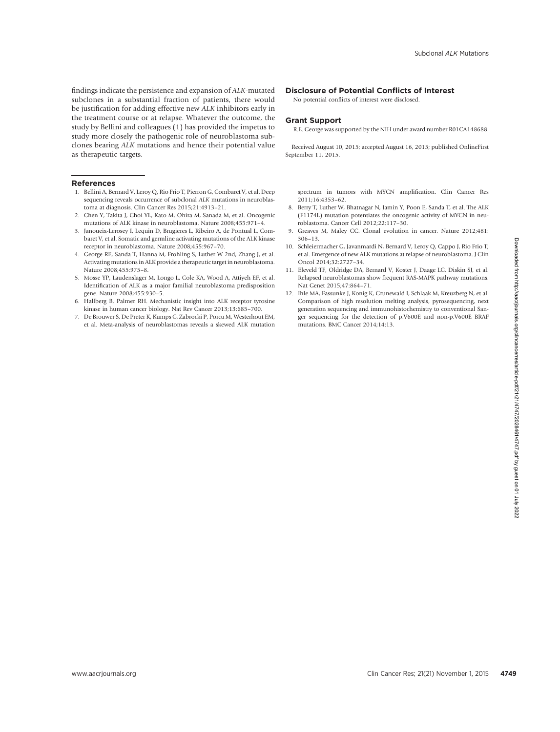findings indicate the persistence and expansion of *ALK*-mutated subclones in a substantial fraction of patients, there would be justification for adding effective new *ALK* inhibitors early in the treatment course or at relapse. Whatever the outcome, the study by Bellini and colleagues (1) has provided the impetus to study more closely the pathogenic role of neuroblastoma subclones bearing *ALK* mutations and hence their potential value as therapeutic targets.

## Disclosure of Potential Conflicts of Interest

No potential conflicts of interest were disclosed.

## Grant Support

R.E. George was supported by the NIH under award number R01CA148688.

Received August 10, 2015; accepted August 16, 2015; published OnlineFirst September 11, 2015.

## References

1. Bellini A, Bernard V, Leroy Q, Rio Frio T, Pierron G, Combaret V, et al. Deep sequencing reveals occurrence of subclonal *ALK* mutations in neuroblastoma at diagnosis. Clin Cancer Res 2015;21:4913–21.
2. Chen Y, Takita J, Choi YL, Kato M, Ohira M, Sanada M, et al. Oncogenic mutations of ALK kinase in neuroblastoma. Nature 2008;455:971–4.
3. Janoueix-Lerosey I, Lequin D, Brugieres L, Ribeiro A, de Pontual L, Combaret V, et al. Somatic and germline activating mutations of the ALK kinase receptor in neuroblastoma. Nature 2008;455:967–70.
4. George RE, Sanda T, Hanna M, Frohling S, Luther W 2nd, Zhang J, et al. Activating mutations in ALK provide a therapeutic target in neuroblastoma. Nature 2008;455:975–8.
5. Mosse YP, Laudenslager M, Longo L, Cole KA, Wood A, Attiyeh EF, et al. Identification of ALK as a major familial neuroblastoma predisposition gene. Nature 2008;455:930–5.
6. Hallberg B, Palmer RH. Mechanistic insight into ALK receptor tyrosine kinase in human cancer biology. Nat Rev Cancer 2013;13:685–700.
7. De Brouwer S, De Preter K, Kumps C, Zabrocki P, Porcu M, Westerhout EM, et al. Meta-analysis of neuroblastomas reveals a skewed ALK mutation spectrum in tumors with MYCN amplification. Clin Cancer Res 2011;16:4353–62.
8. Berry T, Luther W, Bhatnagar N, Jamin Y, Poon E, Sanda T, et al. The ALK (F1174L) mutation potentiates the oncogenic activity of MYCN in neuroblastoma. Cancer Cell 2012;22:117–30.
9. Greaves M, Maley CC. Clonal evolution in cancer. Nature 2012;481:306–13.
10. Schleiermacher G, Javanmardi N, Bernard V, Leroy Q, Cappo J, Rio Frio T, et al. Emergence of new ALK mutations at relapse of neuroblastoma. J Clin Oncol 2014;32:2727–34.
11. Eleveld TF, Oldridge DA, Bernard V, Koster J, Daage LC, Diskin SJ, et al. Relapsed neuroblastomas show frequent RAS-MAPK pathway mutations. Nat Genet 2015;47:864–71.
12. Ihle MA, Fassunke J, Konig K, Grunewald I, Schlaak M, Kreuzberg N, et al. Comparison of high resolution melting analysis, pyrosequencing, next generation sequencing and immunohistochemistry to conventional Sanger sequencing for the detection of p.V600E and non-p.V600E BRAF mutations. BMC Cancer 2014;14:13.